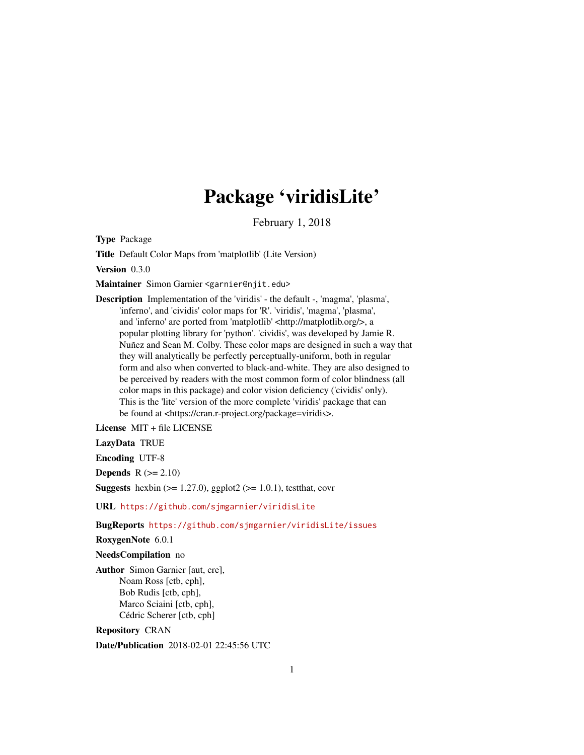# Package 'viridisLite'

February 1, 2018

**Type** Package

**Title** Default Color Maps from 'matplotlib' (Lite Version)

**Version** 0.3.0

**Maintainer** Simon Garnier <garnier@njit.edu>

**Description** Implementation of the 'viridis' - the default -, 'magma', 'plasma', 'inferno', and 'cividis' color maps for 'R'. 'viridis', 'magma', 'plasma', and 'inferno' are ported from 'matplotlib' <http://matplotlib.org/>, a popular plotting library for 'python'. 'cividis', was developed by Jamie R. Nuñez and Sean M. Colby. These color maps are designed in such a way that they will analytically be perfectly perceptually-uniform, both in regular form and also when converted to black-and-white. They are also designed to be perceived by readers with the most common form of color blindness (all color maps in this package) and color vision deficiency ('cividis' only). This is the 'lite' version of the more complete 'viridis' package that can be found at <https://cran.r-project.org/package=viridis>.

**License** MIT + file LICENSE

**LazyData** TRUE

**Encoding** UTF-8

**Depends** R (>= 2.10)

**Suggests** hexbin (>= 1.27.0), ggplot2 (>= 1.0.1), testthat, covr

**URL** https://github.com/sjmgarnier/viridisLite

**BugReports** https://github.com/sjmgarnier/viridisLite/issues

**RoxygenNote** 6.0.1

**NeedsCompilation** no

**Author** Simon Garnier [aut, cre],
Noam Ross [ctb, cph],
Bob Rudis [ctb, cph],
Marco Sciaini [ctb, cph],
Cédric Scherer [ctb, cph]

**Repository** CRAN

**Date/Publication** 2018-02-01 22:45:56 UTC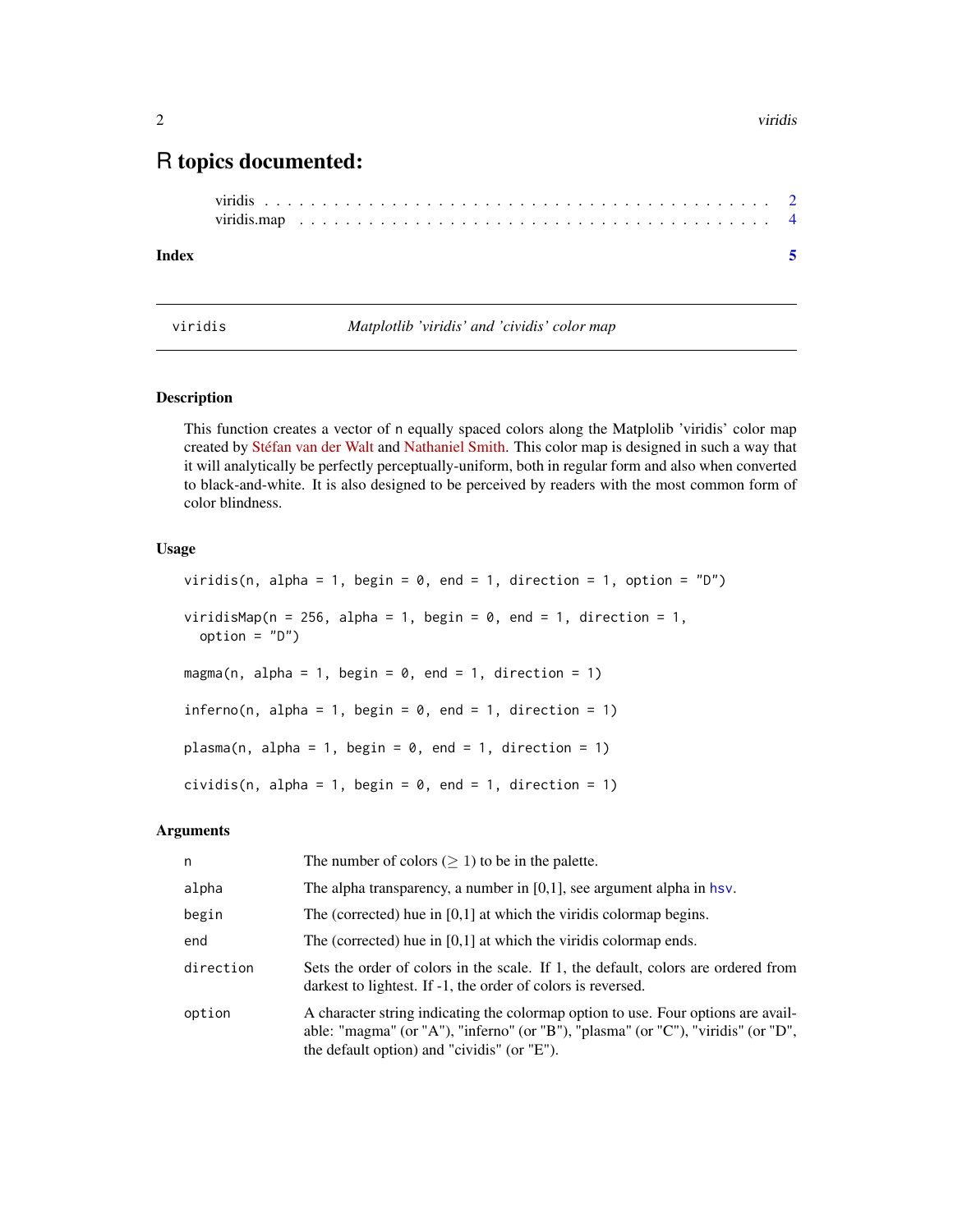# R topics documented:

viridis . . . . . . . . . . . . . . . . . . . . . . . . . . . . . . . . . . . . . . . . . . 2
viridis.map . . . . . . . . . . . . . . . . . . . . . . . . . . . . . . . . . . . . . . . 4

**Index** 5

---

`viridis` *Matplotlib 'viridis' and 'cividis' color map*

---

## Description

This function creates a vector of n equally spaced colors along the Matplolib 'viridis' color map created by Stéfan van der Walt and Nathaniel Smith. This color map is designed in such a way that it will analytically be perfectly perceptually-uniform, both in regular form and also when converted to black-and-white. It is also designed to be perceived by readers with the most common form of color blindness.

## Usage

```
viridis(n, alpha = 1, begin = 0, end = 1, direction = 1, option = "D")

viridisMap(n = 256, alpha = 1, begin = 0, end = 1, direction = 1,
  option = "D")

magma(n, alpha = 1, begin = 0, end = 1, direction = 1)

inferno(n, alpha = 1, begin = 0, end = 1, direction = 1)

plasma(n, alpha = 1, begin = 0, end = 1, direction = 1)

cividis(n, alpha = 1, begin = 0, end = 1, direction = 1)
```

## Arguments

| | |
|---|---|
| `n` | The number of colors ($\geq 1$) to be in the palette. |
| `alpha` | The alpha transparency, a number in [0,1], see argument alpha in `hsv`. |
| `begin` | The (corrected) hue in [0,1] at which the viridis colormap begins. |
| `end` | The (corrected) hue in [0,1] at which the viridis colormap ends. |
| `direction` | Sets the order of colors in the scale. If 1, the default, colors are ordered from darkest to lightest. If -1, the order of colors is reversed. |
| `option` | A character string indicating the colormap option to use. Four options are available: "magma" (or "A"), "inferno" (or "B"), "plasma" (or "C"), "viridis" (or "D", the default option) and "cividis" (or "E"). |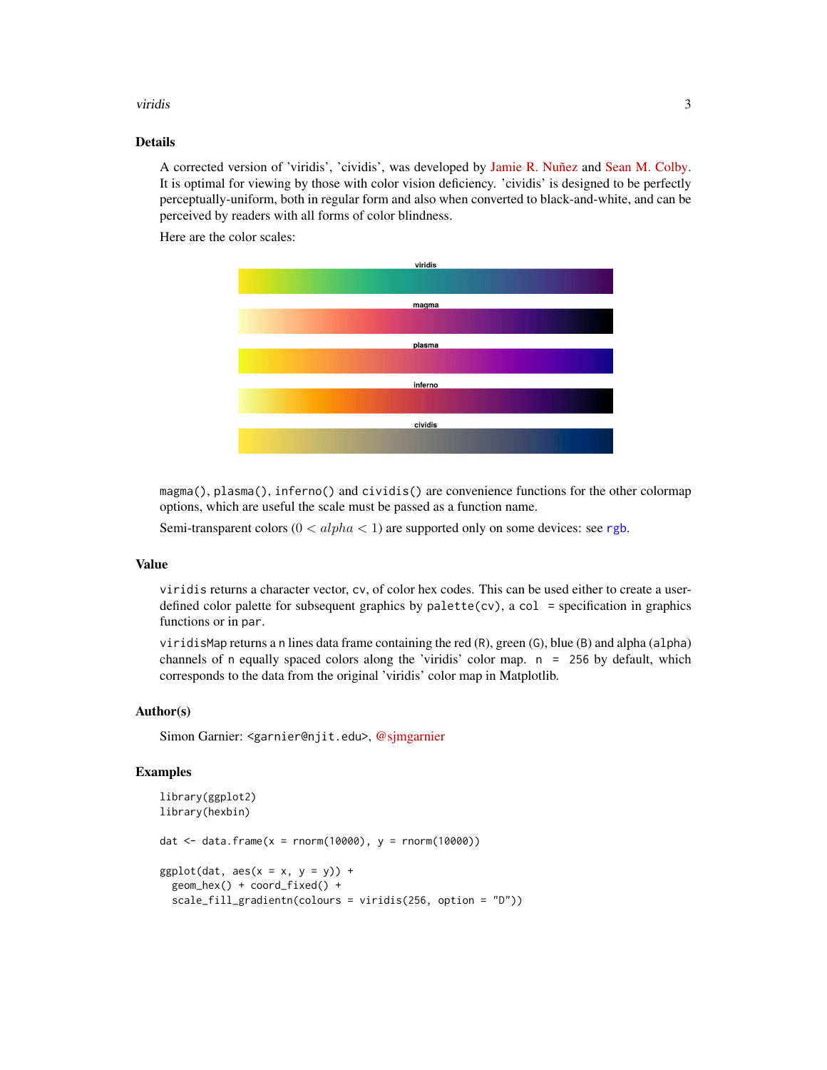## Details

A corrected version of 'viridis', 'cividis', was developed by Jamie R. Nuñez and Sean M. Colby. It is optimal for viewing by those with color vision deficiency. 'cividis' is designed to be perfectly perceptually-uniform, both in regular form and also when converted to black-and-white, and can be perceived by readers with all forms of color blindness.

Here are the color scales:

viridis

magma

plasma

inferno

cividis

`magma()`, `plasma()`, `inferno()` and `cividis()` are convenience functions for the other colormap options, which are useful the scale must be passed as a function name.

Semi-transparent colors ($0 < alpha < 1$) are supported only on some devices: see `rgb`.

## Value

`viridis` returns a character vector, `cv`, of color hex codes. This can be used either to create a user-defined color palette for subsequent graphics by `palette(cv)`, a `col =` specification in graphics functions or in `par`.

`viridisMap` returns a `n` lines data frame containing the red (`R`), green (`G`), blue (`B`) and alpha (`alpha`) channels of `n` equally spaced colors along the 'viridis' color map. `n = 256` by default, which corresponds to the data from the original 'viridis' color map in Matplotlib.

## Author(s)

Simon Garnier: <garnier@njit.edu>, @sjmgarnier

## Examples

```
library(ggplot2)
library(hexbin)

dat <- data.frame(x = rnorm(10000), y = rnorm(10000))

ggplot(dat, aes(x = x, y = y)) +
  geom_hex() + coord_fixed() +
  scale_fill_gradientn(colours = viridis(256, option = "D"))
```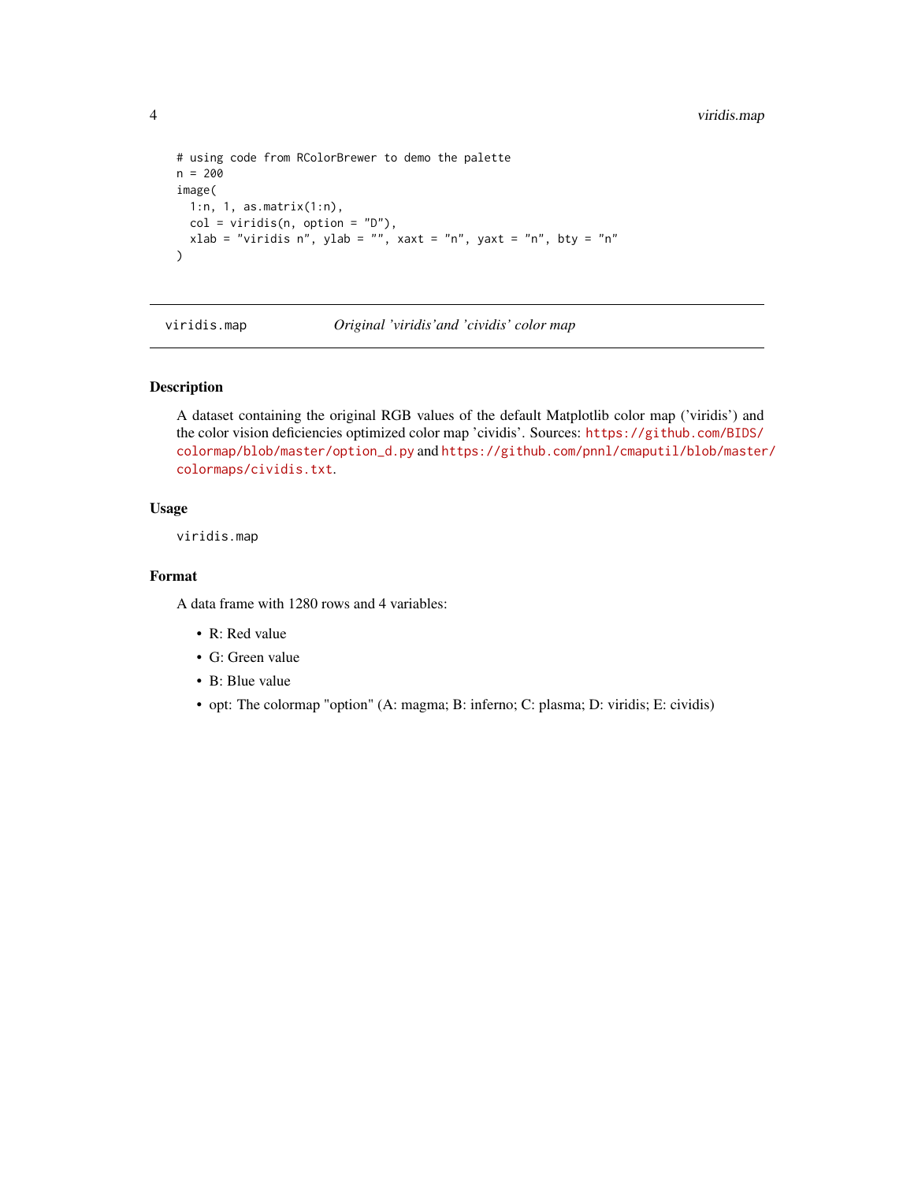```
# using code from RColorBrewer to demo the palette
n = 200
image(
  1:n, 1, as.matrix(1:n),
  col = viridis(n, option = "D"),
  xlab = "viridis n", ylab = "", xaxt = "n", yaxt = "n", bty = "n"
)
```

---

`viridis.map` *Original 'viridis'and 'cividis' color map*

---

## Description

A dataset containing the original RGB values of the default Matplotlib color map ('viridis') and the color vision deficiencies optimized color map 'cividis'. Sources: https://github.com/BIDS/colormap/blob/master/option_d.py and https://github.com/pnnl/cmaputil/blob/master/colormaps/cividis.txt.

## Usage

```
viridis.map
```

## Format

A data frame with 1280 rows and 4 variables:

- R: Red value
- G: Green value
- B: Blue value
- opt: The colormap "option" (A: magma; B: inferno; C: plasma; D: viridis; E: cividis)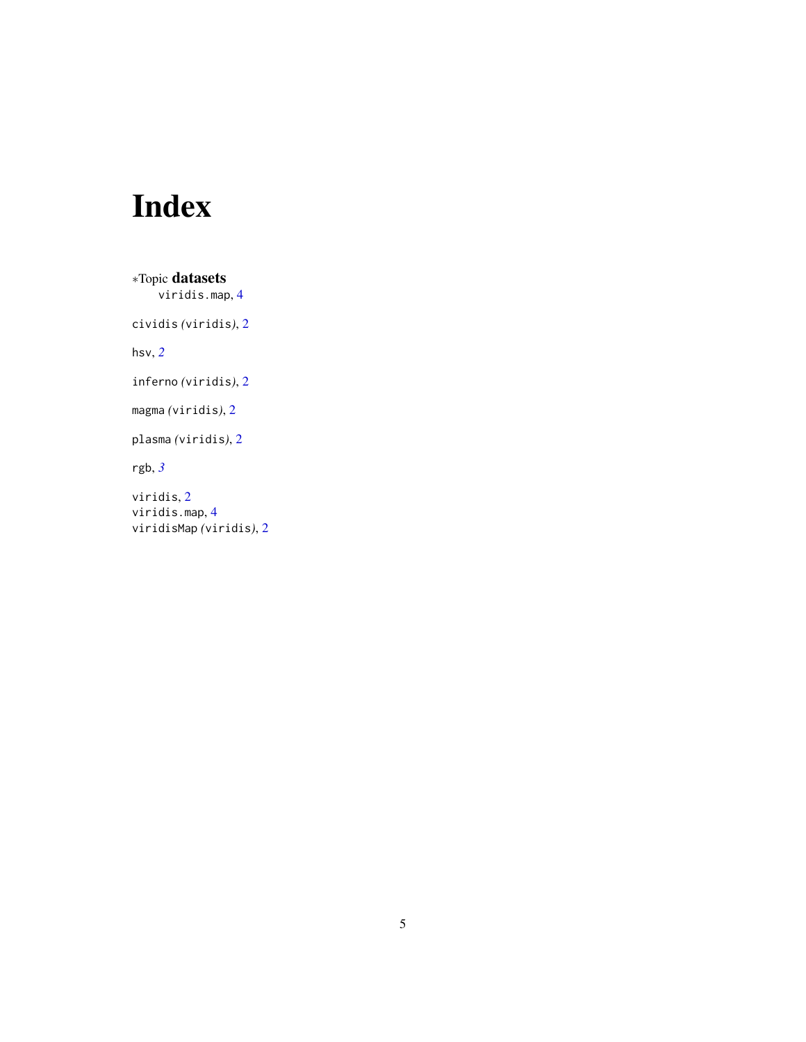# Index

*Topic **datasets**
  viridis.map, 4

cividis *(*viridis*)*, 2

hsv, *2*

inferno *(*viridis*)*, 2

magma *(*viridis*)*, 2

plasma *(*viridis*)*, 2

rgb, *3*

viridis, 2
viridis.map, 4
viridisMap *(*viridis*)*, 2